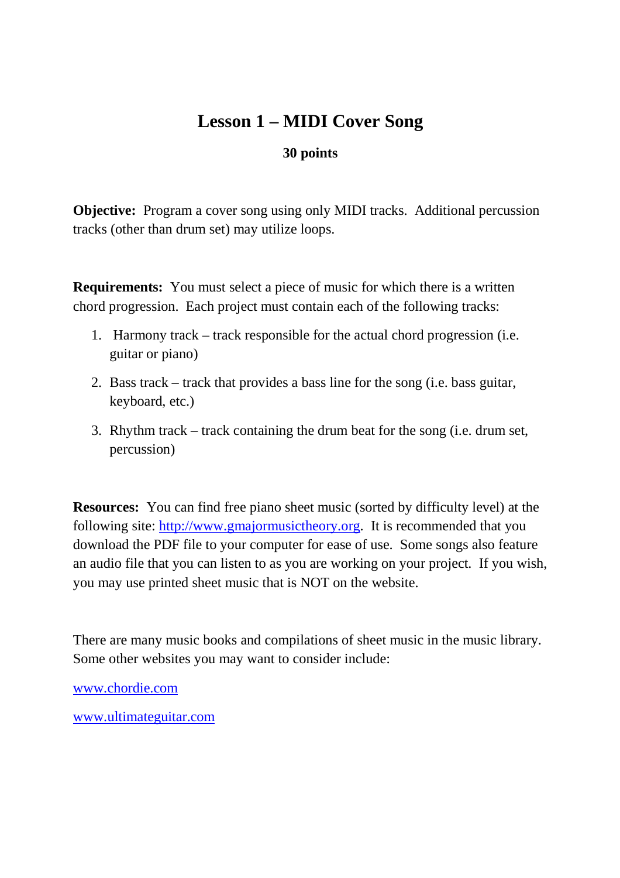# Lesson 1 – MIDI Cover Song

**30 points**

**Objective:** Program a cover song using only MIDI tracks. Additional percussion tracks (other than drum set) may utilize loops.

**Requirements:** You must select a piece of music for which there is a written chord progression. Each project must contain each of the following tracks:

1. Harmony track – track responsible for the actual chord progression (i.e. guitar or piano)
2. Bass track – track that provides a bass line for the song (i.e. bass guitar, keyboard, etc.)
3. Rhythm track – track containing the drum beat for the song (i.e. drum set, percussion)

**Resources:** You can find free piano sheet music (sorted by difficulty level) at the following site: [http://www.gmajormusictheory.org](http://www.gmajormusictheory.org). It is recommended that you download the PDF file to your computer for ease of use. Some songs also feature an audio file that you can listen to as you are working on your project. If you wish, you may use printed sheet music that is NOT on the website.

There are many music books and compilations of sheet music in the music library. Some other websites you may want to consider include:

[www.chordie.com](http://www.chordie.com)

[www.ultimateguitar.com](http://www.ultimateguitar.com)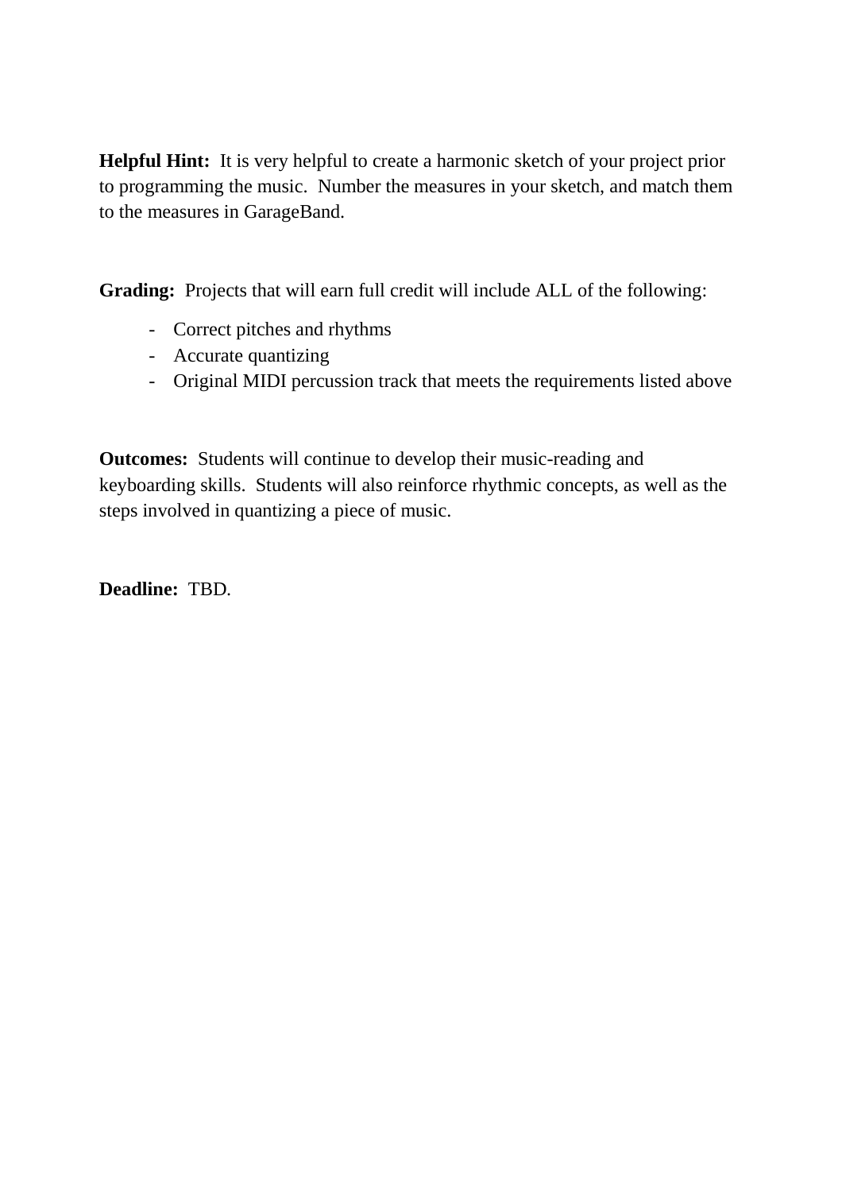**Helpful Hint:** It is very helpful to create a harmonic sketch of your project prior to programming the music. Number the measures in your sketch, and match them to the measures in GarageBand.

**Grading:** Projects that will earn full credit will include ALL of the following:

- Correct pitches and rhythms
- Accurate quantizing
- Original MIDI percussion track that meets the requirements listed above

**Outcomes:** Students will continue to develop their music-reading and keyboarding skills. Students will also reinforce rhythmic concepts, as well as the steps involved in quantizing a piece of music.

**Deadline:** TBD.